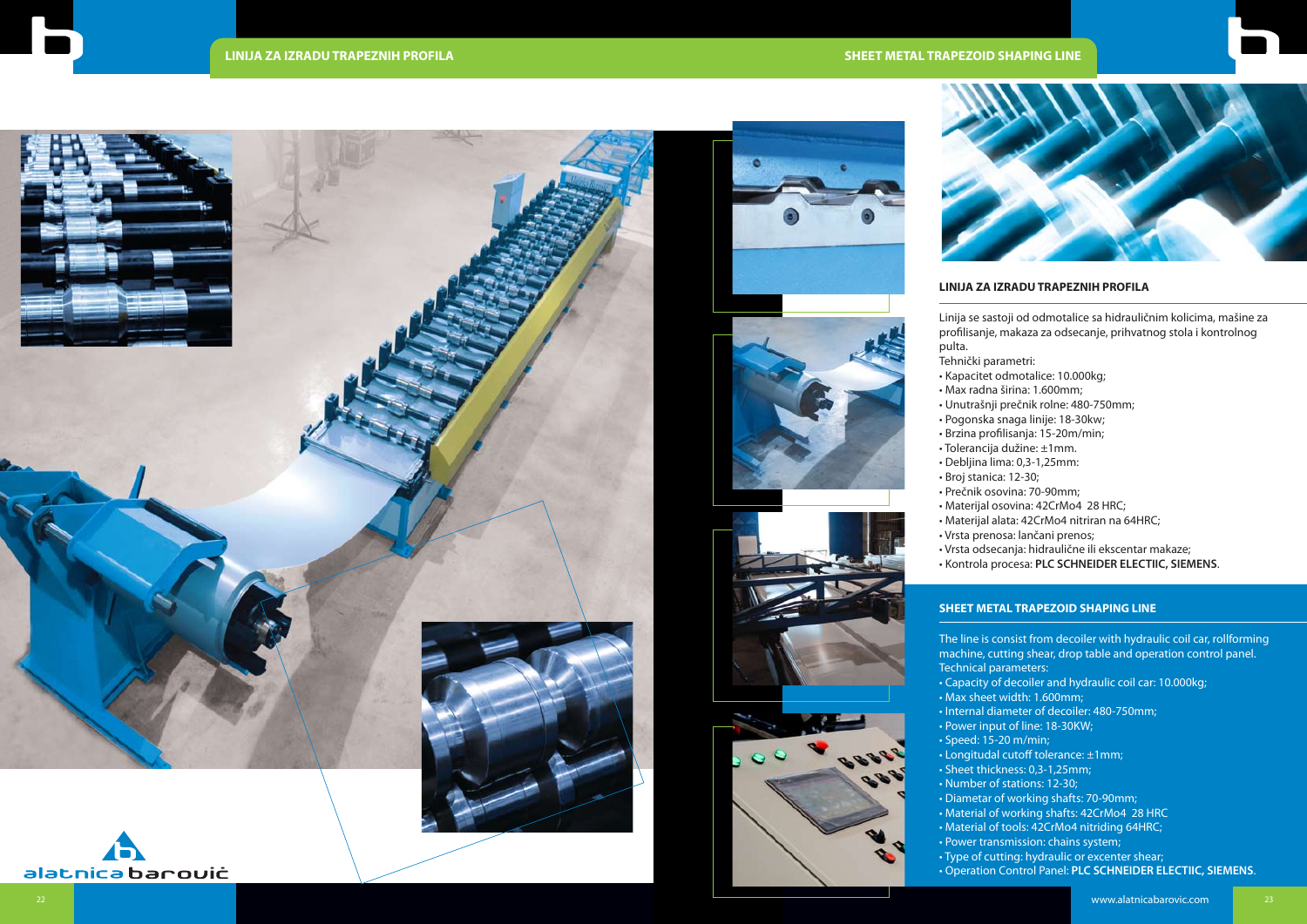## LINIJA ZA IZRADU TRAPEZNIH PROFILA

Linija se sastoji od odmotalice sa hidrauličnim kolicima, mašine za profilisanje, makaza za odsecanje, prihvatnog stola i kontrolnog pulta.

Tehnički parametri:

- Kapacitet odmotalice: 10.000kg;
- Max radna širina: 1.600mm;
- Unutrašnji prečnik rolne: 480-750mm;
- Pogonska snaga linije: 18-30kw;
- Brzina profilisanja: 15-20m/min;
- Tolerancija dužine: ±1mm.
- Debljina lima: 0,3-1,25mm:
- Broj stanica: 12-30;
- Prečnik osovina: 70-90mm;
- Materijal osovina: 42CrMo4 28 HRC;
- Materijal alata: 42CrMo4 nitriran na 64HRC;
- Vrsta prenosa: lančani prenos;
- Vrsta odsecanja: hidraulične ili ekscentar makaze;
- Kontrola procesa: **PLC SCHNEIDER ELECTIIC, SIEMENS**.

## SHEET METAL TRAPEZOID SHAPING LINE

The line is consist from decoiler with hydraulic coil car, rollforming machine, cutting shear, drop table and operation control panel.

Technical parameters:

- Capacity of decoiler and hydraulic coil car: 10.000kg;
- Max sheet width: 1.600mm;
- Internal diameter of decoiler: 480-750mm;
- Power input of line: 18-30KW;
- Speed: 15-20 m/min;
- Longitudal cutoff tolerance: ±1mm;
- Sheet thickness: 0,3-1,25mm;
- Number of stations: 12-30;
- Diametar of working shafts: 70-90mm;
- Material of working shafts: 42CrMo4 28 HRC
- Material of tools: 42CrMo4 nitriding 64HRC;
- Power transmission: chains system;
- Type of cutting: hydraulic or excenter shear;
- Operation Control Panel: **PLC SCHNEIDER ELECTIIC, SIEMENS**.

alatnica barović

www.alatnicabarovic.com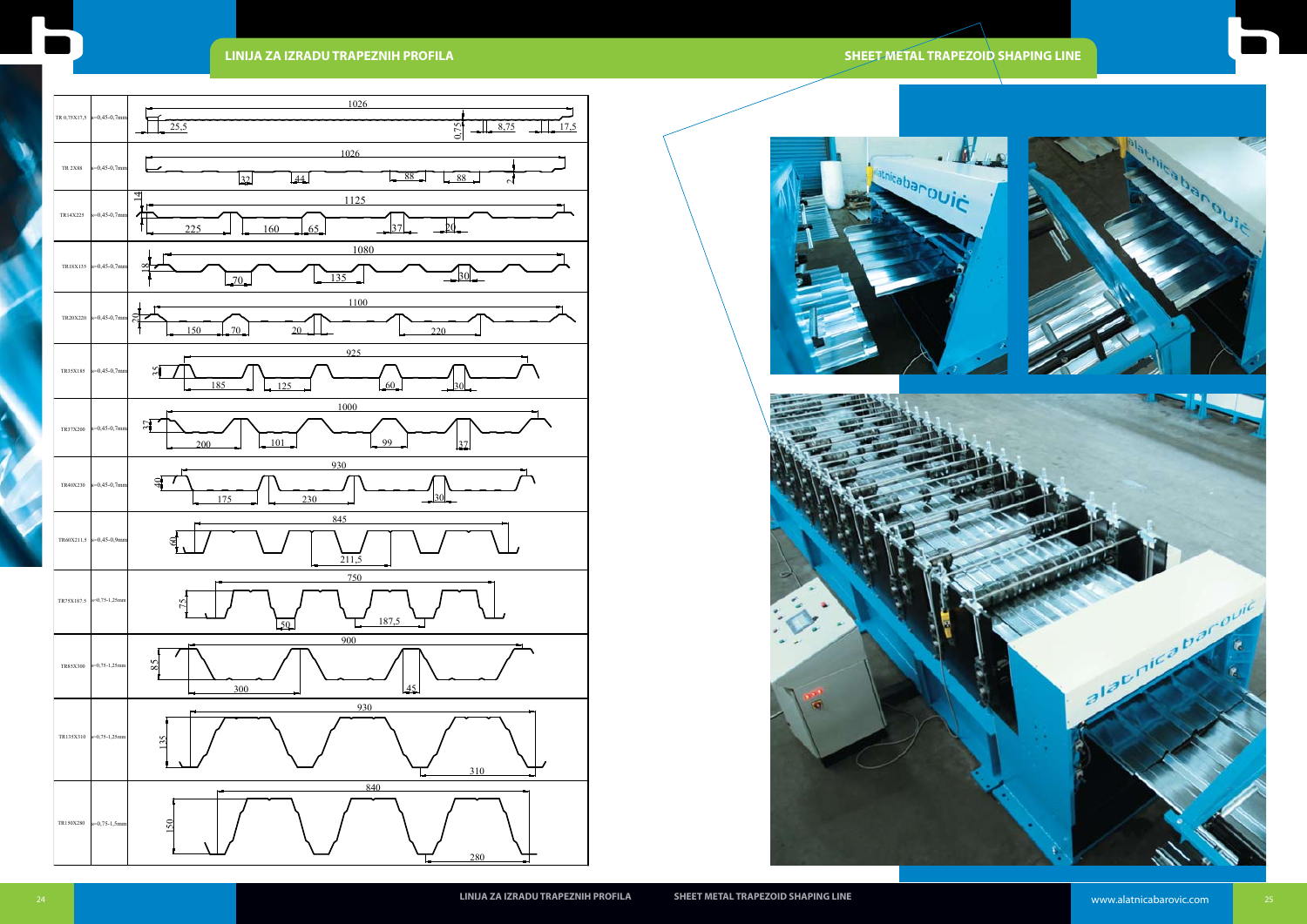# LINIJA ZA IZRADU TRAPEZNIH PROFILA

# SHEET METAL TRAPEZOID SHAPING LINE

TR 0,75X17,5 s=0,45-0,7mm
1026
25,5
0,75
8,75
17,5

TR 2X88 s=0,45-0,7mm
1026
32
44
88
88
2

TR14X225 s=0,45-0,7mm
14
1125
225
160
65
37
20

TR18X135 s=0,45-0,7mm
18
1080
70
135
30

TR20X220 s=0,45-0,7mm
20
1100
150
70
20
220

TR35X185 s=0,45-0,7mm
35
925
185
125
60
30

TR37X200 s=0,45-0,7mm
37
1000
200
101
99
37

TR40X230 s=0,45-0,7mm
40
930
175
230
30

TR60X211,5 s=0,45-0,9mm
60
845
211,5

TR75X187,5 s=0,75-1,25mm
75
750
50
187,5

TR85X300 s=0,75-1,25mm
85
900
300
45

TR135X310 s=0,75-1,25mm
135
930
310

TR150X280 s=0,75-1,5mm
150
840
280

www.alatnicabarovic.com